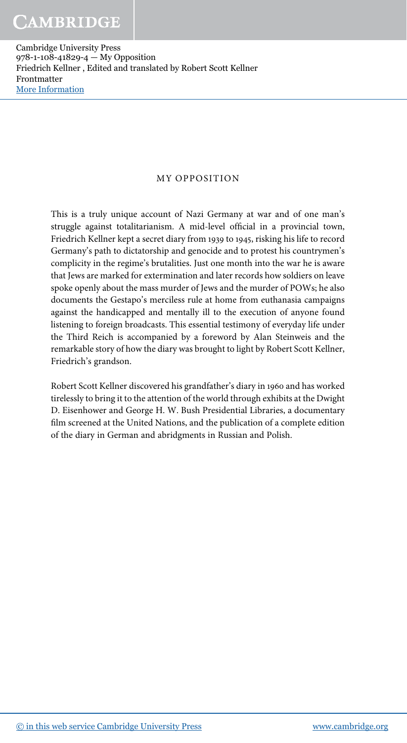## MY OPPOSITION

This is a truly unique account of Nazi Germany at war and of one man's struggle against totalitarianism. A mid-level official in a provincial town, Friedrich Kellner kept a secret diary from 1939 to 1945, risking his life to record Germany's path to dictatorship and genocide and to protest his countrymen's complicity in the regime's brutalities. Just one month into the war he is aware that Jews are marked for extermination and later records how soldiers on leave spoke openly about the mass murder of Jews and the murder of POWs; he also documents the Gestapo's merciless rule at home from euthanasia campaigns against the handicapped and mentally ill to the execution of anyone found listening to foreign broadcasts. This essential testimony of everyday life under the Third Reich is accompanied by a foreword by Alan Steinweis and the remarkable story of how the diary was brought to light by Robert Scott Kellner, Friedrich's grandson.

Robert Scott Kellner discovered his grandfather's diary in 1960 and has worked tirelessly to bring it to the attention of the world through exhibits at the Dwight D. Eisenhower and George H. W. Bush Presidential Libraries, a documentary film screened at the United Nations, and the publication of a complete edition of the diary in German and abridgments in Russian and Polish.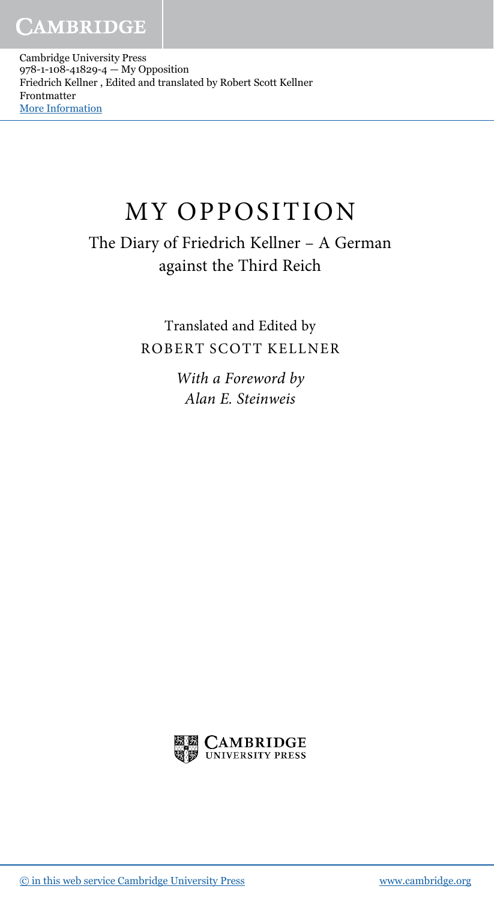# MY OPPOSITION

## The Diary of Friedrich Kellner – A German against the Third Reich

Translated and Edited by

ROBERT SCOTT KELLNER

*With a Foreword by*
*Alan E. Steinweis*

CAMBRIDGE UNIVERSITY PRESS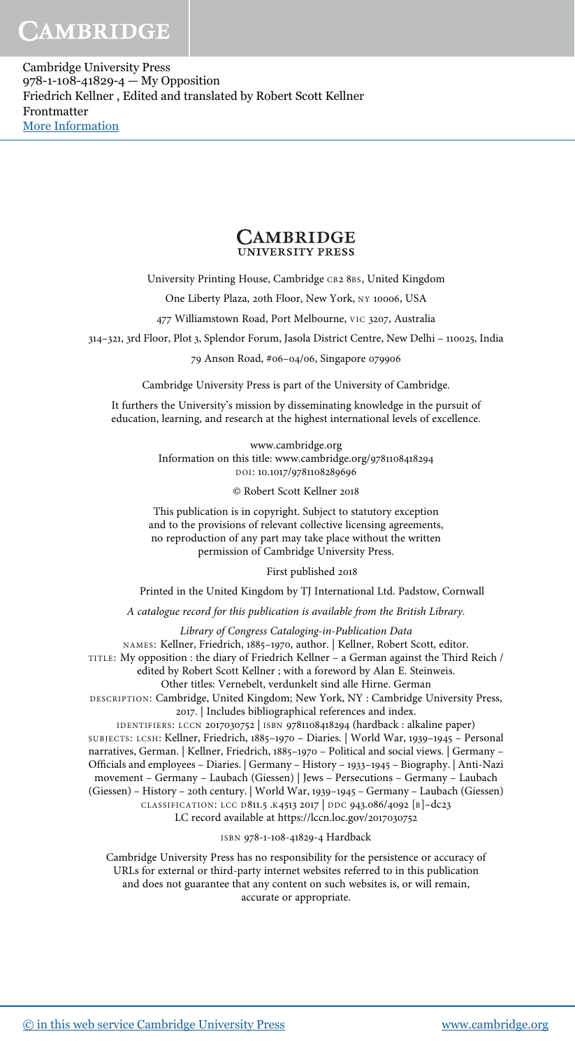CAMBRIDGE UNIVERSITY PRESS

University Printing House, Cambridge CB2 8BS, United Kingdom

One Liberty Plaza, 20th Floor, New York, NY 10006, USA

477 Williamstown Road, Port Melbourne, VIC 3207, Australia

314–321, 3rd Floor, Plot 3, Splendor Forum, Jasola District Centre, New Delhi – 110025, India

79 Anson Road, #06–04/06, Singapore 079906

Cambridge University Press is part of the University of Cambridge.

It furthers the University's mission by disseminating knowledge in the pursuit of education, learning, and research at the highest international levels of excellence.

www.cambridge.org
Information on this title: www.cambridge.org/9781108418294
DOI: 10.1017/9781108289696

© Robert Scott Kellner 2018

This publication is in copyright. Subject to statutory exception and to the provisions of relevant collective licensing agreements, no reproduction of any part may take place without the written permission of Cambridge University Press.

First published 2018

Printed in the United Kingdom by TJ International Ltd. Padstow, Cornwall

*A catalogue record for this publication is available from the British Library.*

*Library of Congress Cataloging-in-Publication Data*
NAMES: Kellner, Friedrich, 1885–1970, author. | Kellner, Robert Scott, editor.
TITLE: My opposition : the diary of Friedrich Kellner – a German against the Third Reich / edited by Robert Scott Kellner ; with a foreword by Alan E. Steinweis.
Other titles: Vernebelt, verdunkelt sind alle Hirne. German
DESCRIPTION: Cambridge, United Kingdom; New York, NY : Cambridge University Press, 2017. | Includes bibliographical references and index.
IDENTIFIERS: LCCN 2017030752 | ISBN 9781108418294 (hardback : alkaline paper)
SUBJECTS: LCSH: Kellner, Friedrich, 1885–1970 – Diaries. | World War, 1939–1945 – Personal narratives, German. | Kellner, Friedrich, 1885–1970 – Political and social views. | Germany – Officials and employees – Diaries. | Germany – History – 1933–1945 – Biography. | Anti-Nazi movement – Germany – Laubach (Giessen) | Jews – Persecutions – Germany – Laubach (Giessen) – History – 20th century. | World War, 1939–1945 – Germany – Laubach (Giessen)
CLASSIFICATION: LCC D811.5 .K4513 2017 | DDC 943.086/4092 [B]–dc23
LC record available at https://lccn.loc.gov/2017030752

ISBN 978-1-108-41829-4 Hardback

Cambridge University Press has no responsibility for the persistence or accuracy of URLs for external or third-party internet websites referred to in this publication and does not guarantee that any content on such websites is, or will remain, accurate or appropriate.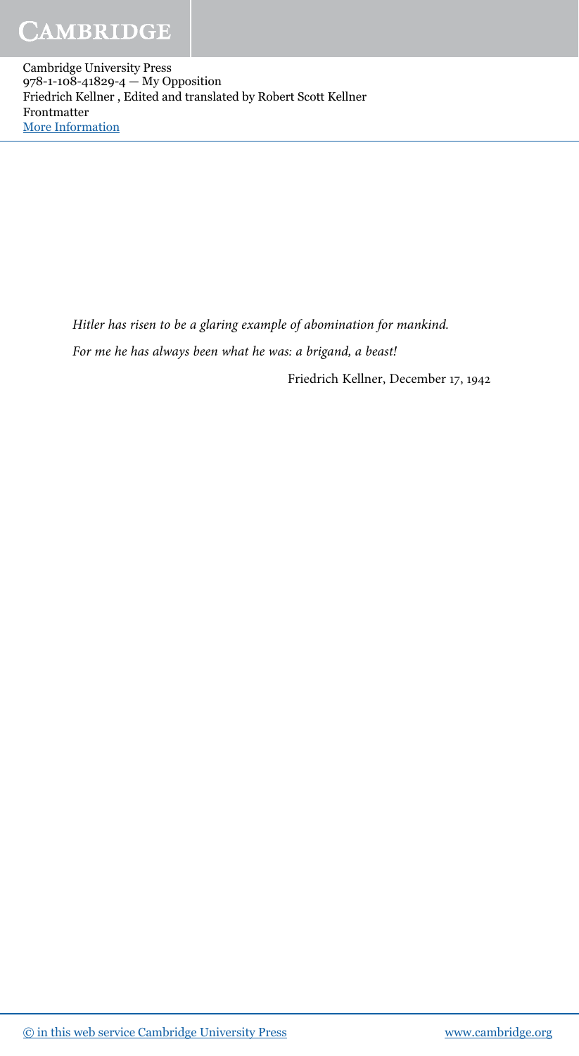*Hitler has risen to be a glaring example of abomination for mankind.*

*For me he has always been what he was: a brigand, a beast!*

Friedrich Kellner, December 17, 1942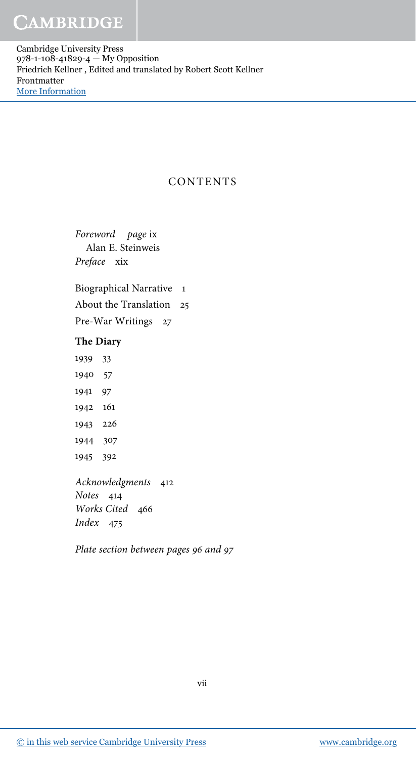# CONTENTS

*Foreword* *page* ix
Alan E. Steinweis
*Preface* xix

Biographical Narrative 1
About the Translation 25
Pre-War Writings 27

**The Diary**

1939 33
1940 57
1941 97
1942 161
1943 226
1944 307
1945 392

*Acknowledgments* 412
*Notes* 414
*Works Cited* 466
*Index* 475

*Plate section between pages 96 and 97*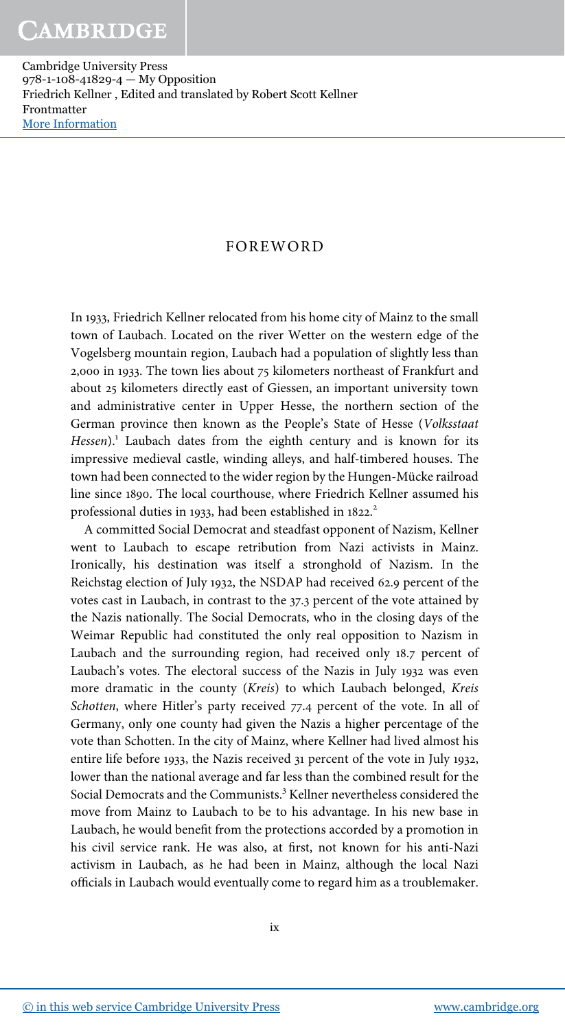# FOREWORD

In 1933, Friedrich Kellner relocated from his home city of Mainz to the small town of Laubach. Located on the river Wetter on the western edge of the Vogelsberg mountain region, Laubach had a population of slightly less than 2,000 in 1933. The town lies about 75 kilometers northeast of Frankfurt and about 25 kilometers directly east of Giessen, an important university town and administrative center in Upper Hesse, the northern section of the German province then known as the People's State of Hesse (*Volksstaat Hessen*).[1] Laubach dates from the eighth century and is known for its impressive medieval castle, winding alleys, and half-timbered houses. The town had been connected to the wider region by the Hungen-Mücke railroad line since 1890. The local courthouse, where Friedrich Kellner assumed his professional duties in 1933, had been established in 1822.[2]

A committed Social Democrat and steadfast opponent of Nazism, Kellner went to Laubach to escape retribution from Nazi activists in Mainz. Ironically, his destination was itself a stronghold of Nazism. In the Reichstag election of July 1932, the NSDAP had received 62.9 percent of the votes cast in Laubach, in contrast to the 37.3 percent of the vote attained by the Nazis nationally. The Social Democrats, who in the closing days of the Weimar Republic had constituted the only real opposition to Nazism in Laubach and the surrounding region, had received only 18.7 percent of Laubach's votes. The electoral success of the Nazis in July 1932 was even more dramatic in the county (*Kreis*) to which Laubach belonged, *Kreis Schotten*, where Hitler's party received 77.4 percent of the vote. In all of Germany, only one county had given the Nazis a higher percentage of the vote than Schotten. In the city of Mainz, where Kellner had lived almost his entire life before 1933, the Nazis received 31 percent of the vote in July 1932, lower than the national average and far less than the combined result for the Social Democrats and the Communists.[3] Kellner nevertheless considered the move from Mainz to Laubach to be to his advantage. In his new base in Laubach, he would benefit from the protections accorded by a promotion in his civil service rank. He was also, at first, not known for his anti-Nazi activism in Laubach, as he had been in Mainz, although the local Nazi officials in Laubach would eventually come to regard him as a troublemaker.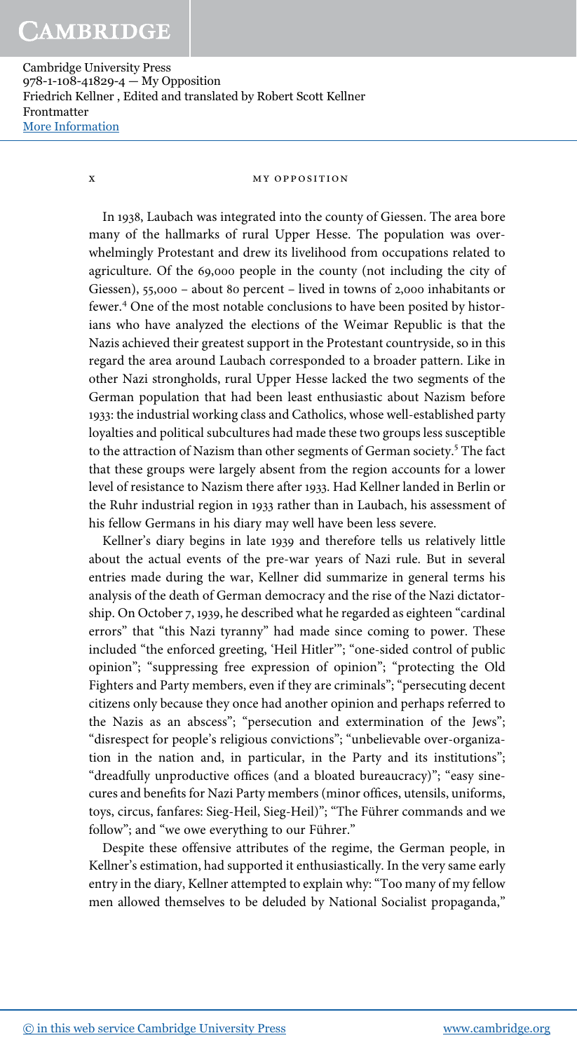In 1938, Laubach was integrated into the county of Giessen. The area bore many of the hallmarks of rural Upper Hesse. The population was overwhelmingly Protestant and drew its livelihood from occupations related to agriculture. Of the 69,000 people in the county (not including the city of Giessen), 55,000 – about 80 percent – lived in towns of 2,000 inhabitants or fewer.[4] One of the most notable conclusions to have been posited by historians who have analyzed the elections of the Weimar Republic is that the Nazis achieved their greatest support in the Protestant countryside, so in this regard the area around Laubach corresponded to a broader pattern. Like in other Nazi strongholds, rural Upper Hesse lacked the two segments of the German population that had been least enthusiastic about Nazism before 1933: the industrial working class and Catholics, whose well-established party loyalties and political subcultures had made these two groups less susceptible to the attraction of Nazism than other segments of German society.[5] The fact that these groups were largely absent from the region accounts for a lower level of resistance to Nazism there after 1933. Had Kellner landed in Berlin or the Ruhr industrial region in 1933 rather than in Laubach, his assessment of his fellow Germans in his diary may well have been less severe.

Kellner's diary begins in late 1939 and therefore tells us relatively little about the actual events of the pre-war years of Nazi rule. But in several entries made during the war, Kellner did summarize in general terms his analysis of the death of German democracy and the rise of the Nazi dictatorship. On October 7, 1939, he described what he regarded as eighteen "cardinal errors" that "this Nazi tyranny" had made since coming to power. These included "the enforced greeting, 'Heil Hitler'"; "one-sided control of public opinion"; "suppressing free expression of opinion"; "protecting the Old Fighters and Party members, even if they are criminals"; "persecuting decent citizens only because they once had another opinion and perhaps referred to the Nazis as an abscess"; "persecution and extermination of the Jews"; "disrespect for people's religious convictions"; "unbelievable over-organization in the nation and, in particular, in the Party and its institutions"; "dreadfully unproductive offices (and a bloated bureaucracy)"; "easy sinecures and benefits for Nazi Party members (minor offices, utensils, uniforms, toys, circus, fanfares: Sieg-Heil, Sieg-Heil)"; "The Führer commands and we follow"; and "we owe everything to our Führer."

Despite these offensive attributes of the regime, the German people, in Kellner's estimation, had supported it enthusiastically. In the very same early entry in the diary, Kellner attempted to explain why: "Too many of my fellow men allowed themselves to be deluded by National Socialist propaganda,"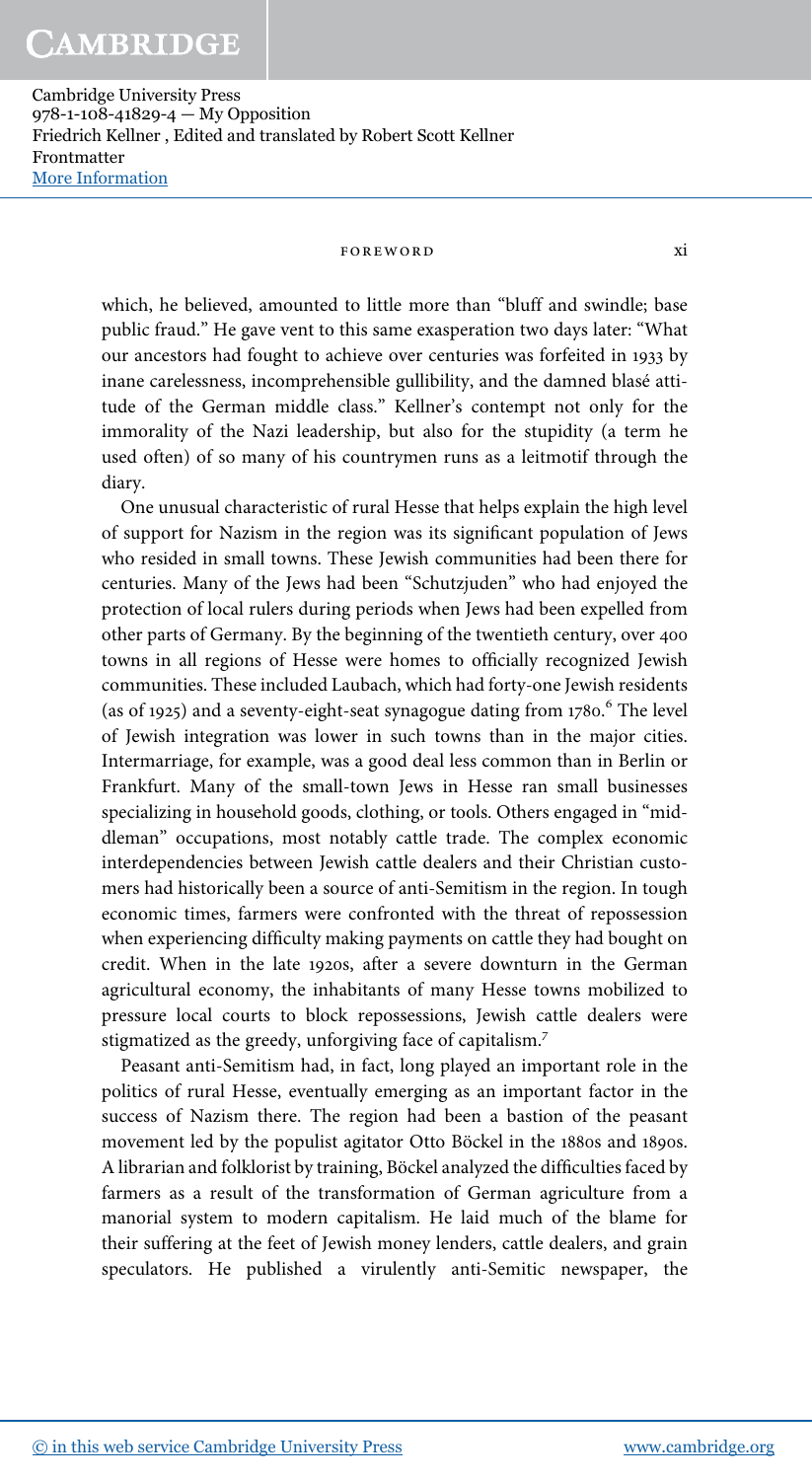which, he believed, amounted to little more than "bluff and swindle; base public fraud." He gave vent to this same exasperation two days later: "What our ancestors had fought to achieve over centuries was forfeited in 1933 by inane carelessness, incomprehensible gullibility, and the damned blasé attitude of the German middle class." Kellner's contempt not only for the immorality of the Nazi leadership, but also for the stupidity (a term he used often) of so many of his countrymen runs as a leitmotif through the diary.

One unusual characteristic of rural Hesse that helps explain the high level of support for Nazism in the region was its significant population of Jews who resided in small towns. These Jewish communities had been there for centuries. Many of the Jews had been "Schutzjuden" who had enjoyed the protection of local rulers during periods when Jews had been expelled from other parts of Germany. By the beginning of the twentieth century, over 400 towns in all regions of Hesse were homes to officially recognized Jewish communities. These included Laubach, which had forty-one Jewish residents (as of 1925) and a seventy-eight-seat synagogue dating from 1780.[6] The level of Jewish integration was lower in such towns than in the major cities. Intermarriage, for example, was a good deal less common than in Berlin or Frankfurt. Many of the small-town Jews in Hesse ran small businesses specializing in household goods, clothing, or tools. Others engaged in "middleman" occupations, most notably cattle trade. The complex economic interdependencies between Jewish cattle dealers and their Christian customers had historically been a source of anti-Semitism in the region. In tough economic times, farmers were confronted with the threat of repossession when experiencing difficulty making payments on cattle they had bought on credit. When in the late 1920s, after a severe downturn in the German agricultural economy, the inhabitants of many Hesse towns mobilized to pressure local courts to block repossessions, Jewish cattle dealers were stigmatized as the greedy, unforgiving face of capitalism.[7]

Peasant anti-Semitism had, in fact, long played an important role in the politics of rural Hesse, eventually emerging as an important factor in the success of Nazism there. The region had been a bastion of the peasant movement led by the populist agitator Otto Böckel in the 1880s and 1890s. A librarian and folklorist by training, Böckel analyzed the difficulties faced by farmers as a result of the transformation of German agriculture from a manorial system to modern capitalism. He laid much of the blame for their suffering at the feet of Jewish money lenders, cattle dealers, and grain speculators. He published a virulently anti-Semitic newspaper, the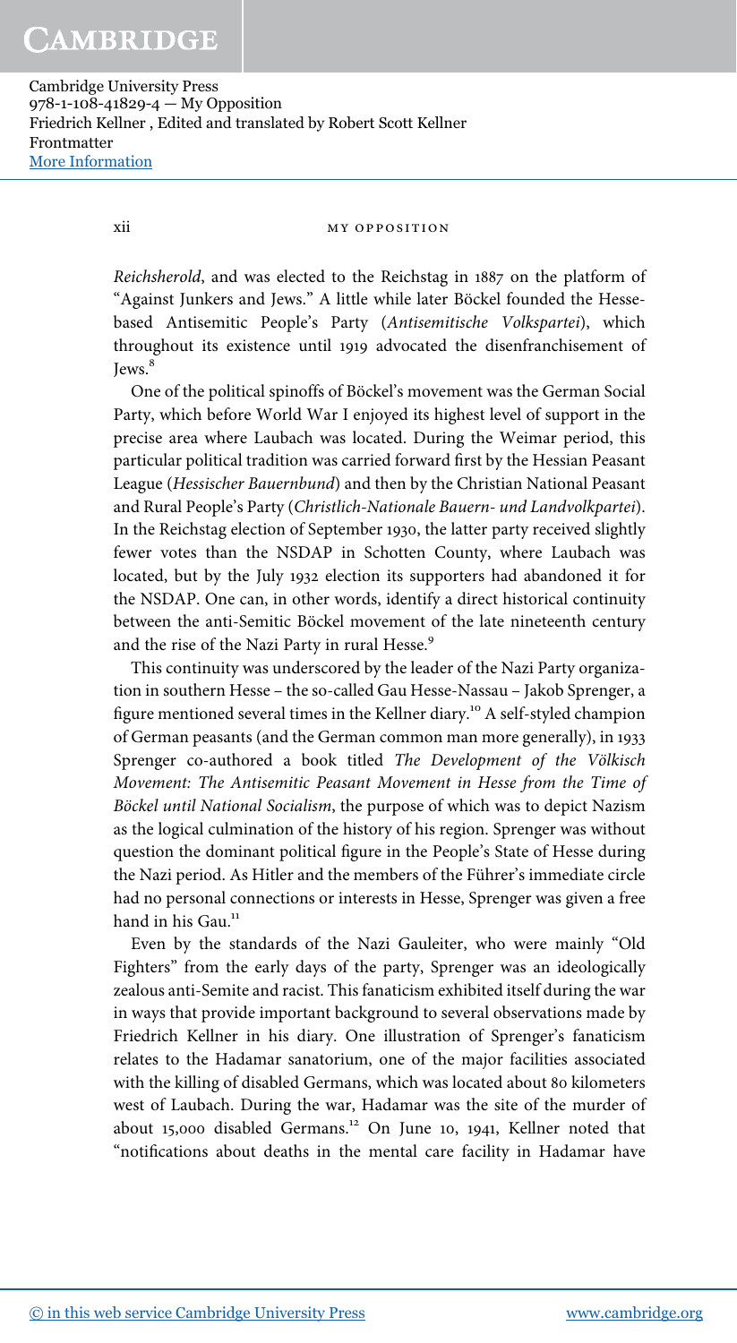*Reichsherold*, and was elected to the Reichstag in 1887 on the platform of "Against Junkers and Jews." A little while later Böckel founded the Hesse-based Antisemitic People's Party (*Antisemitische Volkspartei*), which throughout its existence until 1919 advocated the disenfranchisement of Jews.[8]

One of the political spinoffs of Böckel's movement was the German Social Party, which before World War I enjoyed its highest level of support in the precise area where Laubach was located. During the Weimar period, this particular political tradition was carried forward first by the Hessian Peasant League (*Hessischer Bauernbund*) and then by the Christian National Peasant and Rural People's Party (*Christlich-Nationale Bauern- und Landvolkpartei*). In the Reichstag election of September 1930, the latter party received slightly fewer votes than the NSDAP in Schotten County, where Laubach was located, but by the July 1932 election its supporters had abandoned it for the NSDAP. One can, in other words, identify a direct historical continuity between the anti-Semitic Böckel movement of the late nineteenth century and the rise of the Nazi Party in rural Hesse.[9]

This continuity was underscored by the leader of the Nazi Party organization in southern Hesse – the so-called Gau Hesse-Nassau – Jakob Sprenger, a figure mentioned several times in the Kellner diary.[10] A self-styled champion of German peasants (and the German common man more generally), in 1933 Sprenger co-authored a book titled *The Development of the Völkisch Movement: The Antisemitic Peasant Movement in Hesse from the Time of Böckel until National Socialism*, the purpose of which was to depict Nazism as the logical culmination of the history of his region. Sprenger was without question the dominant political figure in the People's State of Hesse during the Nazi period. As Hitler and the members of the Führer's immediate circle had no personal connections or interests in Hesse, Sprenger was given a free hand in his Gau.[11]

Even by the standards of the Nazi Gauleiter, who were mainly "Old Fighters" from the early days of the party, Sprenger was an ideologically zealous anti-Semite and racist. This fanaticism exhibited itself during the war in ways that provide important background to several observations made by Friedrich Kellner in his diary. One illustration of Sprenger's fanaticism relates to the Hadamar sanatorium, one of the major facilities associated with the killing of disabled Germans, which was located about 80 kilometers west of Laubach. During the war, Hadamar was the site of the murder of about 15,000 disabled Germans.[12] On June 10, 1941, Kellner noted that "notifications about deaths in the mental care facility in Hadamar have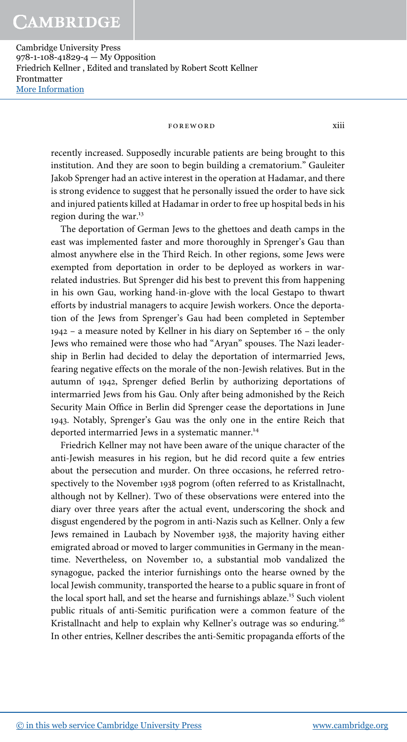recently increased. Supposedly incurable patients are being brought to this institution. And they are soon to begin building a crematorium." Gauleiter Jakob Sprenger had an active interest in the operation at Hadamar, and there is strong evidence to suggest that he personally issued the order to have sick and injured patients killed at Hadamar in order to free up hospital beds in his region during the war.[13]

The deportation of German Jews to the ghettoes and death camps in the east was implemented faster and more thoroughly in Sprenger's Gau than almost anywhere else in the Third Reich. In other regions, some Jews were exempted from deportation in order to be deployed as workers in war-related industries. But Sprenger did his best to prevent this from happening in his own Gau, working hand-in-glove with the local Gestapo to thwart efforts by industrial managers to acquire Jewish workers. Once the deportation of the Jews from Sprenger's Gau had been completed in September 1942 – a measure noted by Kellner in his diary on September 16 – the only Jews who remained were those who had "Aryan" spouses. The Nazi leadership in Berlin had decided to delay the deportation of intermarried Jews, fearing negative effects on the morale of the non-Jewish relatives. But in the autumn of 1942, Sprenger defied Berlin by authorizing deportations of intermarried Jews from his Gau. Only after being admonished by the Reich Security Main Office in Berlin did Sprenger cease the deportations in June 1943. Notably, Sprenger's Gau was the only one in the entire Reich that deported intermarried Jews in a systematic manner.[14]

Friedrich Kellner may not have been aware of the unique character of the anti-Jewish measures in his region, but he did record quite a few entries about the persecution and murder. On three occasions, he referred retrospectively to the November 1938 pogrom (often referred to as Kristallnacht, although not by Kellner). Two of these observations were entered into the diary over three years after the actual event, underscoring the shock and disgust engendered by the pogrom in anti-Nazis such as Kellner. Only a few Jews remained in Laubach by November 1938, the majority having either emigrated abroad or moved to larger communities in Germany in the meantime. Nevertheless, on November 10, a substantial mob vandalized the synagogue, packed the interior furnishings onto the hearse owned by the local Jewish community, transported the hearse to a public square in front of the local sport hall, and set the hearse and furnishings ablaze.[15] Such violent public rituals of anti-Semitic purification were a common feature of the Kristallnacht and help to explain why Kellner's outrage was so enduring.[16] In other entries, Kellner describes the anti-Semitic propaganda efforts of the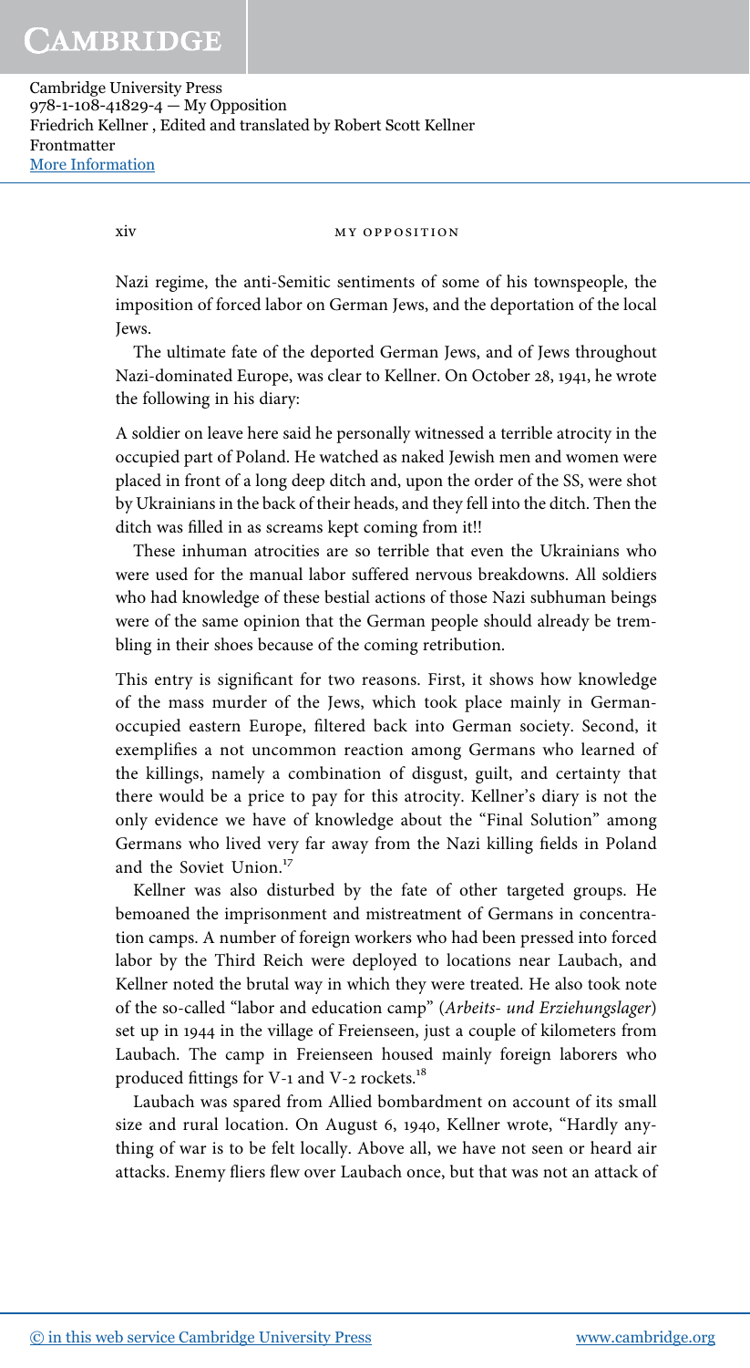Nazi regime, the anti-Semitic sentiments of some of his townspeople, the imposition of forced labor on German Jews, and the deportation of the local Jews.

The ultimate fate of the deported German Jews, and of Jews throughout Nazi-dominated Europe, was clear to Kellner. On October 28, 1941, he wrote the following in his diary:

A soldier on leave here said he personally witnessed a terrible atrocity in the occupied part of Poland. He watched as naked Jewish men and women were placed in front of a long deep ditch and, upon the order of the SS, were shot by Ukrainians in the back of their heads, and they fell into the ditch. Then the ditch was filled in as screams kept coming from it!!

These inhuman atrocities are so terrible that even the Ukrainians who were used for the manual labor suffered nervous breakdowns. All soldiers who had knowledge of these bestial actions of those Nazi subhuman beings were of the same opinion that the German people should already be trembling in their shoes because of the coming retribution.

This entry is significant for two reasons. First, it shows how knowledge of the mass murder of the Jews, which took place mainly in German-occupied eastern Europe, filtered back into German society. Second, it exemplifies a not uncommon reaction among Germans who learned of the killings, namely a combination of disgust, guilt, and certainty that there would be a price to pay for this atrocity. Kellner's diary is not the only evidence we have of knowledge about the "Final Solution" among Germans who lived very far away from the Nazi killing fields in Poland and the Soviet Union.[17]

Kellner was also disturbed by the fate of other targeted groups. He bemoaned the imprisonment and mistreatment of Germans in concentration camps. A number of foreign workers who had been pressed into forced labor by the Third Reich were deployed to locations near Laubach, and Kellner noted the brutal way in which they were treated. He also took note of the so-called "labor and education camp" (*Arbeits- und Erziehungslager*) set up in 1944 in the village of Freienseen, just a couple of kilometers from Laubach. The camp in Freienseen housed mainly foreign laborers who produced fittings for V-1 and V-2 rockets.[18]

Laubach was spared from Allied bombardment on account of its small size and rural location. On August 6, 1940, Kellner wrote, "Hardly anything of war is to be felt locally. Above all, we have not seen or heard air attacks. Enemy fliers flew over Laubach once, but that was not an attack of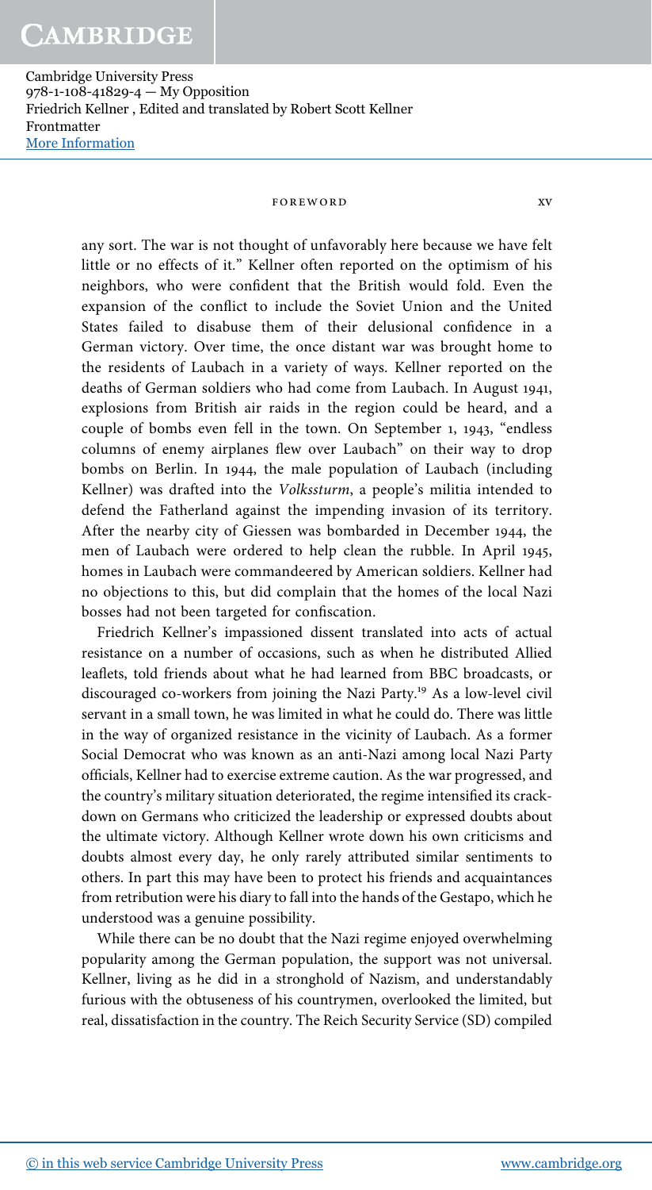any sort. The war is not thought of unfavorably here because we have felt little or no effects of it." Kellner often reported on the optimism of his neighbors, who were confident that the British would fold. Even the expansion of the conflict to include the Soviet Union and the United States failed to disabuse them of their delusional confidence in a German victory. Over time, the once distant war was brought home to the residents of Laubach in a variety of ways. Kellner reported on the deaths of German soldiers who had come from Laubach. In August 1941, explosions from British air raids in the region could be heard, and a couple of bombs even fell in the town. On September 1, 1943, "endless columns of enemy airplanes flew over Laubach" on their way to drop bombs on Berlin. In 1944, the male population of Laubach (including Kellner) was drafted into the *Volkssturm*, a people's militia intended to defend the Fatherland against the impending invasion of its territory. After the nearby city of Giessen was bombarded in December 1944, the men of Laubach were ordered to help clean the rubble. In April 1945, homes in Laubach were commandeered by American soldiers. Kellner had no objections to this, but did complain that the homes of the local Nazi bosses had not been targeted for confiscation.

Friedrich Kellner's impassioned dissent translated into acts of actual resistance on a number of occasions, such as when he distributed Allied leaflets, told friends about what he had learned from BBC broadcasts, or discouraged co-workers from joining the Nazi Party.[19] As a low-level civil servant in a small town, he was limited in what he could do. There was little in the way of organized resistance in the vicinity of Laubach. As a former Social Democrat who was known as an anti-Nazi among local Nazi Party officials, Kellner had to exercise extreme caution. As the war progressed, and the country's military situation deteriorated, the regime intensified its crackdown on Germans who criticized the leadership or expressed doubts about the ultimate victory. Although Kellner wrote down his own criticisms and doubts almost every day, he only rarely attributed similar sentiments to others. In part this may have been to protect his friends and acquaintances from retribution were his diary to fall into the hands of the Gestapo, which he understood was a genuine possibility.

While there can be no doubt that the Nazi regime enjoyed overwhelming popularity among the German population, the support was not universal. Kellner, living as he did in a stronghold of Nazism, and understandably furious with the obtuseness of his countrymen, overlooked the limited, but real, dissatisfaction in the country. The Reich Security Service (SD) compiled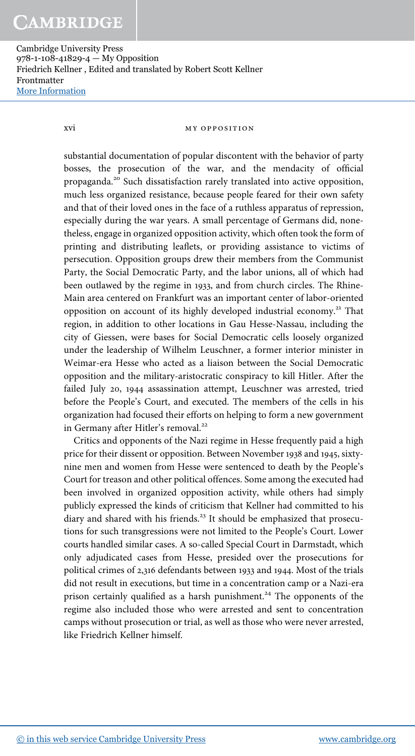substantial documentation of popular discontent with the behavior of party bosses, the prosecution of the war, and the mendacity of official propaganda.[20] Such dissatisfaction rarely translated into active opposition, much less organized resistance, because people feared for their own safety and that of their loved ones in the face of a ruthless apparatus of repression, especially during the war years. A small percentage of Germans did, nonetheless, engage in organized opposition activity, which often took the form of printing and distributing leaflets, or providing assistance to victims of persecution. Opposition groups drew their members from the Communist Party, the Social Democratic Party, and the labor unions, all of which had been outlawed by the regime in 1933, and from church circles. The Rhine-Main area centered on Frankfurt was an important center of labor-oriented opposition on account of its highly developed industrial economy.[21] That region, in addition to other locations in Gau Hesse-Nassau, including the city of Giessen, were bases for Social Democratic cells loosely organized under the leadership of Wilhelm Leuschner, a former interior minister in Weimar-era Hesse who acted as a liaison between the Social Democratic opposition and the military-aristocratic conspiracy to kill Hitler. After the failed July 20, 1944 assassination attempt, Leuschner was arrested, tried before the People's Court, and executed. The members of the cells in his organization had focused their efforts on helping to form a new government in Germany after Hitler's removal.[22]

Critics and opponents of the Nazi regime in Hesse frequently paid a high price for their dissent or opposition. Between November 1938 and 1945, sixty-nine men and women from Hesse were sentenced to death by the People's Court for treason and other political offences. Some among the executed had been involved in organized opposition activity, while others had simply publicly expressed the kinds of criticism that Kellner had committed to his diary and shared with his friends.[23] It should be emphasized that prosecutions for such transgressions were not limited to the People's Court. Lower courts handled similar cases. A so-called Special Court in Darmstadt, which only adjudicated cases from Hesse, presided over the prosecutions for political crimes of 2,316 defendants between 1933 and 1944. Most of the trials did not result in executions, but time in a concentration camp or a Nazi-era prison certainly qualified as a harsh punishment.[24] The opponents of the regime also included those who were arrested and sent to concentration camps without prosecution or trial, as well as those who were never arrested, like Friedrich Kellner himself.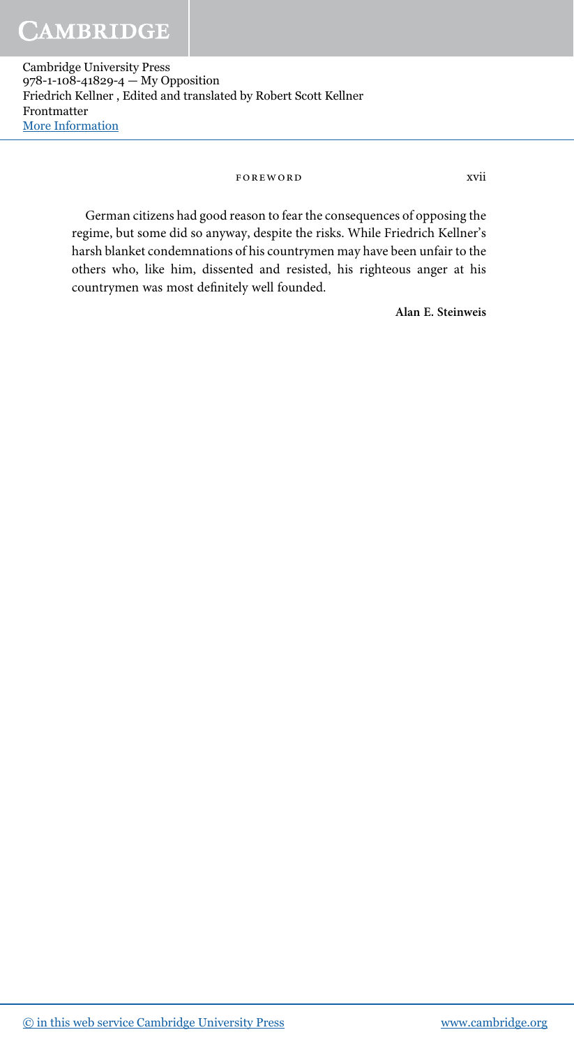German citizens had good reason to fear the consequences of opposing the regime, but some did so anyway, despite the risks. While Friedrich Kellner's harsh blanket condemnations of his countrymen may have been unfair to the others who, like him, dissented and resisted, his righteous anger at his countrymen was most definitely well founded.

**Alan E. Steinweis**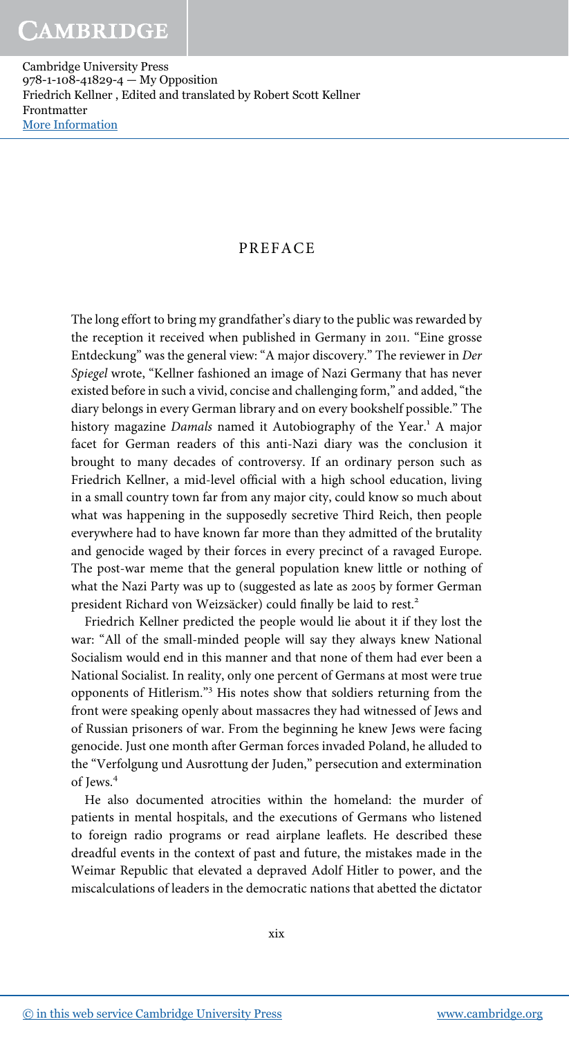# PREFACE

The long effort to bring my grandfather's diary to the public was rewarded by the reception it received when published in Germany in 2011. "Eine grosse Entdeckung" was the general view: "A major discovery." The reviewer in *Der Spiegel* wrote, "Kellner fashioned an image of Nazi Germany that has never existed before in such a vivid, concise and challenging form," and added, "the diary belongs in every German library and on every bookshelf possible." The history magazine *Damals* named it Autobiography of the Year.[1] A major facet for German readers of this anti-Nazi diary was the conclusion it brought to many decades of controversy. If an ordinary person such as Friedrich Kellner, a mid-level official with a high school education, living in a small country town far from any major city, could know so much about what was happening in the supposedly secretive Third Reich, then people everywhere had to have known far more than they admitted of the brutality and genocide waged by their forces in every precinct of a ravaged Europe. The post-war meme that the general population knew little or nothing of what the Nazi Party was up to (suggested as late as 2005 by former German president Richard von Weizsäcker) could finally be laid to rest.[2]

Friedrich Kellner predicted the people would lie about it if they lost the war: "All of the small-minded people will say they always knew National Socialism would end in this manner and that none of them had ever been a National Socialist. In reality, only one percent of Germans at most were true opponents of Hitlerism."[3] His notes show that soldiers returning from the front were speaking openly about massacres they had witnessed of Jews and of Russian prisoners of war. From the beginning he knew Jews were facing genocide. Just one month after German forces invaded Poland, he alluded to the "Verfolgung und Ausrottung der Juden," persecution and extermination of Jews.[4]

He also documented atrocities within the homeland: the murder of patients in mental hospitals, and the executions of Germans who listened to foreign radio programs or read airplane leaflets. He described these dreadful events in the context of past and future, the mistakes made in the Weimar Republic that elevated a depraved Adolf Hitler to power, and the miscalculations of leaders in the democratic nations that abetted the dictator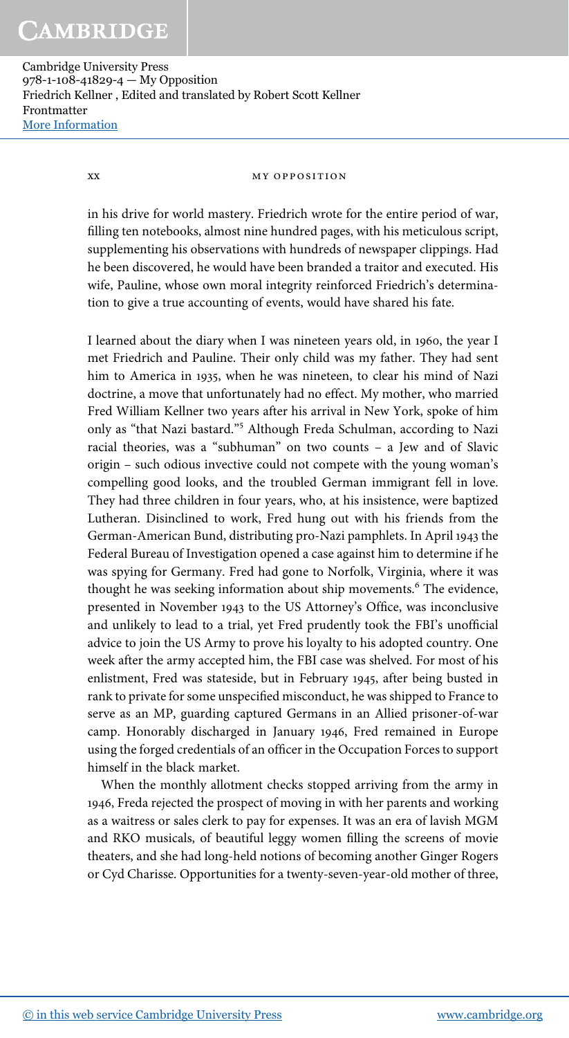in his drive for world mastery. Friedrich wrote for the entire period of war, filling ten notebooks, almost nine hundred pages, with his meticulous script, supplementing his observations with hundreds of newspaper clippings. Had he been discovered, he would have been branded a traitor and executed. His wife, Pauline, whose own moral integrity reinforced Friedrich's determination to give a true accounting of events, would have shared his fate.

I learned about the diary when I was nineteen years old, in 1960, the year I met Friedrich and Pauline. Their only child was my father. They had sent him to America in 1935, when he was nineteen, to clear his mind of Nazi doctrine, a move that unfortunately had no effect. My mother, who married Fred William Kellner two years after his arrival in New York, spoke of him only as "that Nazi bastard."[5] Although Freda Schulman, according to Nazi racial theories, was a "subhuman" on two counts – a Jew and of Slavic origin – such odious invective could not compete with the young woman's compelling good looks, and the troubled German immigrant fell in love. They had three children in four years, who, at his insistence, were baptized Lutheran. Disinclined to work, Fred hung out with his friends from the German-American Bund, distributing pro-Nazi pamphlets. In April 1943 the Federal Bureau of Investigation opened a case against him to determine if he was spying for Germany. Fred had gone to Norfolk, Virginia, where it was thought he was seeking information about ship movements.[6] The evidence, presented in November 1943 to the US Attorney's Office, was inconclusive and unlikely to lead to a trial, yet Fred prudently took the FBI's unofficial advice to join the US Army to prove his loyalty to his adopted country. One week after the army accepted him, the FBI case was shelved. For most of his enlistment, Fred was stateside, but in February 1945, after being busted in rank to private for some unspecified misconduct, he was shipped to France to serve as an MP, guarding captured Germans in an Allied prisoner-of-war camp. Honorably discharged in January 1946, Fred remained in Europe using the forged credentials of an officer in the Occupation Forces to support himself in the black market.

When the monthly allotment checks stopped arriving from the army in 1946, Freda rejected the prospect of moving in with her parents and working as a waitress or sales clerk to pay for expenses. It was an era of lavish MGM and RKO musicals, of beautiful leggy women filling the screens of movie theaters, and she had long-held notions of becoming another Ginger Rogers or Cyd Charisse. Opportunities for a twenty-seven-year-old mother of three,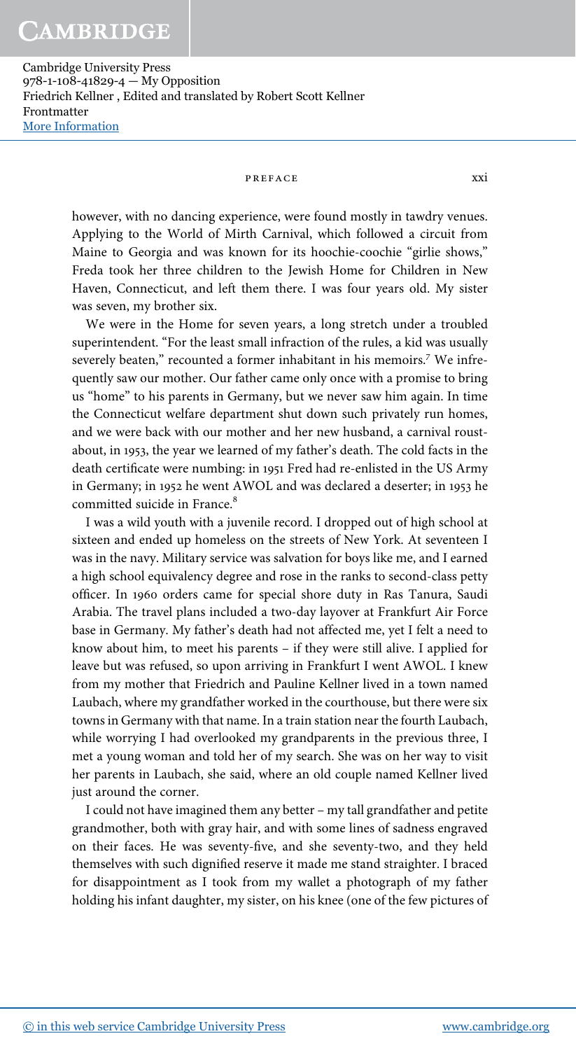however, with no dancing experience, were found mostly in tawdry venues. Applying to the World of Mirth Carnival, which followed a circuit from Maine to Georgia and was known for its hoochie-coochie "girlie shows," Freda took her three children to the Jewish Home for Children in New Haven, Connecticut, and left them there. I was four years old. My sister was seven, my brother six.

We were in the Home for seven years, a long stretch under a troubled superintendent. "For the least small infraction of the rules, a kid was usually severely beaten," recounted a former inhabitant in his memoirs.[7] We infrequently saw our mother. Our father came only once with a promise to bring us "home" to his parents in Germany, but we never saw him again. In time the Connecticut welfare department shut down such privately run homes, and we were back with our mother and her new husband, a carnival roustabout, in 1953, the year we learned of my father's death. The cold facts in the death certificate were numbing: in 1951 Fred had re-enlisted in the US Army in Germany; in 1952 he went AWOL and was declared a deserter; in 1953 he committed suicide in France.[8]

I was a wild youth with a juvenile record. I dropped out of high school at sixteen and ended up homeless on the streets of New York. At seventeen I was in the navy. Military service was salvation for boys like me, and I earned a high school equivalency degree and rose in the ranks to second-class petty officer. In 1960 orders came for special shore duty in Ras Tanura, Saudi Arabia. The travel plans included a two-day layover at Frankfurt Air Force base in Germany. My father's death had not affected me, yet I felt a need to know about him, to meet his parents – if they were still alive. I applied for leave but was refused, so upon arriving in Frankfurt I went AWOL. I knew from my mother that Friedrich and Pauline Kellner lived in a town named Laubach, where my grandfather worked in the courthouse, but there were six towns in Germany with that name. In a train station near the fourth Laubach, while worrying I had overlooked my grandparents in the previous three, I met a young woman and told her of my search. She was on her way to visit her parents in Laubach, she said, where an old couple named Kellner lived just around the corner.

I could not have imagined them any better – my tall grandfather and petite grandmother, both with gray hair, and with some lines of sadness engraved on their faces. He was seventy-five, and she seventy-two, and they held themselves with such dignified reserve it made me stand straighter. I braced for disappointment as I took from my wallet a photograph of my father holding his infant daughter, my sister, on his knee (one of the few pictures of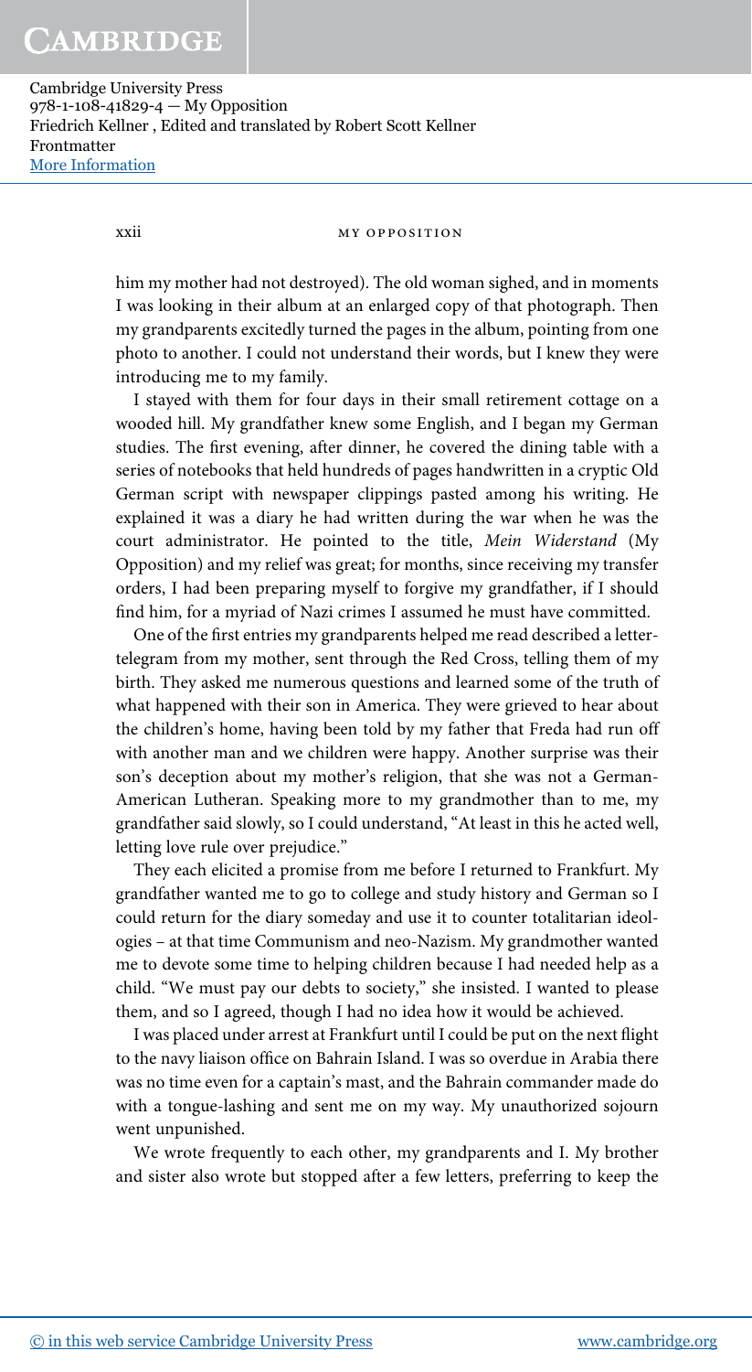him my mother had not destroyed). The old woman sighed, and in moments I was looking in their album at an enlarged copy of that photograph. Then my grandparents excitedly turned the pages in the album, pointing from one photo to another. I could not understand their words, but I knew they were introducing me to my family.

I stayed with them for four days in their small retirement cottage on a wooded hill. My grandfather knew some English, and I began my German studies. The first evening, after dinner, he covered the dining table with a series of notebooks that held hundreds of pages handwritten in a cryptic Old German script with newspaper clippings pasted among his writing. He explained it was a diary he had written during the war when he was the court administrator. He pointed to the title, *Mein Widerstand* (My Opposition) and my relief was great; for months, since receiving my transfer orders, I had been preparing myself to forgive my grandfather, if I should find him, for a myriad of Nazi crimes I assumed he must have committed.

One of the first entries my grandparents helped me read described a letter-telegram from my mother, sent through the Red Cross, telling them of my birth. They asked me numerous questions and learned some of the truth of what happened with their son in America. They were grieved to hear about the children's home, having been told by my father that Freda had run off with another man and we children were happy. Another surprise was their son's deception about my mother's religion, that she was not a German-American Lutheran. Speaking more to my grandmother than to me, my grandfather said slowly, so I could understand, "At least in this he acted well, letting love rule over prejudice."

They each elicited a promise from me before I returned to Frankfurt. My grandfather wanted me to go to college and study history and German so I could return for the diary someday and use it to counter totalitarian ideologies – at that time Communism and neo-Nazism. My grandmother wanted me to devote some time to helping children because I had needed help as a child. "We must pay our debts to society," she insisted. I wanted to please them, and so I agreed, though I had no idea how it would be achieved.

I was placed under arrest at Frankfurt until I could be put on the next flight to the navy liaison office on Bahrain Island. I was so overdue in Arabia there was no time even for a captain's mast, and the Bahrain commander made do with a tongue-lashing and sent me on my way. My unauthorized sojourn went unpunished.

We wrote frequently to each other, my grandparents and I. My brother and sister also wrote but stopped after a few letters, preferring to keep the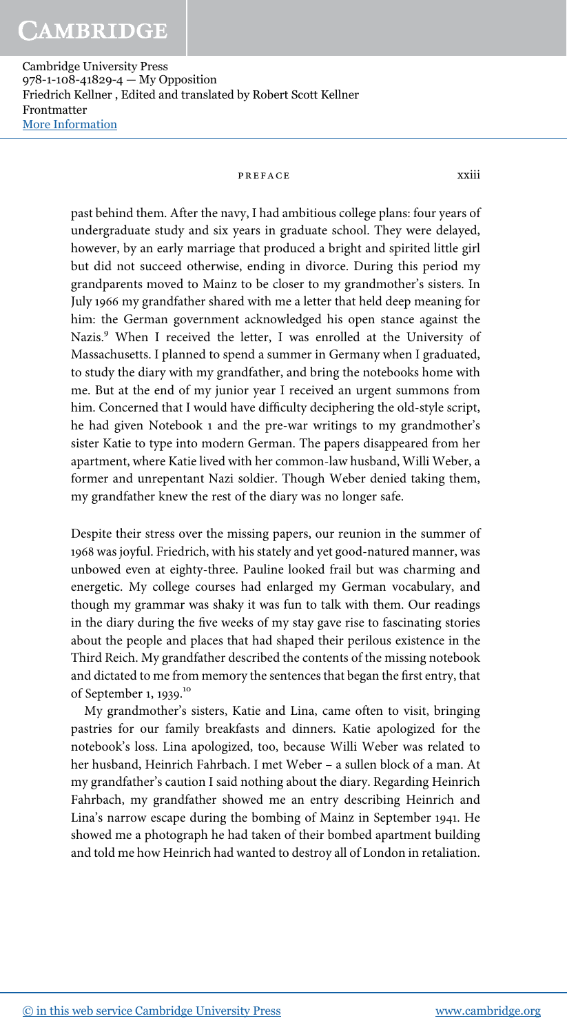past behind them. After the navy, I had ambitious college plans: four years of undergraduate study and six years in graduate school. They were delayed, however, by an early marriage that produced a bright and spirited little girl but did not succeed otherwise, ending in divorce. During this period my grandparents moved to Mainz to be closer to my grandmother's sisters. In July 1966 my grandfather shared with me a letter that held deep meaning for him: the German government acknowledged his open stance against the Nazis.[9] When I received the letter, I was enrolled at the University of Massachusetts. I planned to spend a summer in Germany when I graduated, to study the diary with my grandfather, and bring the notebooks home with me. But at the end of my junior year I received an urgent summons from him. Concerned that I would have difficulty deciphering the old-style script, he had given Notebook 1 and the pre-war writings to my grandmother's sister Katie to type into modern German. The papers disappeared from her apartment, where Katie lived with her common-law husband, Willi Weber, a former and unrepentant Nazi soldier. Though Weber denied taking them, my grandfather knew the rest of the diary was no longer safe.

Despite their stress over the missing papers, our reunion in the summer of 1968 was joyful. Friedrich, with his stately and yet good-natured manner, was unbowed even at eighty-three. Pauline looked frail but was charming and energetic. My college courses had enlarged my German vocabulary, and though my grammar was shaky it was fun to talk with them. Our readings in the diary during the five weeks of my stay gave rise to fascinating stories about the people and places that had shaped their perilous existence in the Third Reich. My grandfather described the contents of the missing notebook and dictated to me from memory the sentences that began the first entry, that of September 1, 1939.[10]

My grandmother's sisters, Katie and Lina, came often to visit, bringing pastries for our family breakfasts and dinners. Katie apologized for the notebook's loss. Lina apologized, too, because Willi Weber was related to her husband, Heinrich Fahrbach. I met Weber – a sullen block of a man. At my grandfather's caution I said nothing about the diary. Regarding Heinrich Fahrbach, my grandfather showed me an entry describing Heinrich and Lina's narrow escape during the bombing of Mainz in September 1941. He showed me a photograph he had taken of their bombed apartment building and told me how Heinrich had wanted to destroy all of London in retaliation.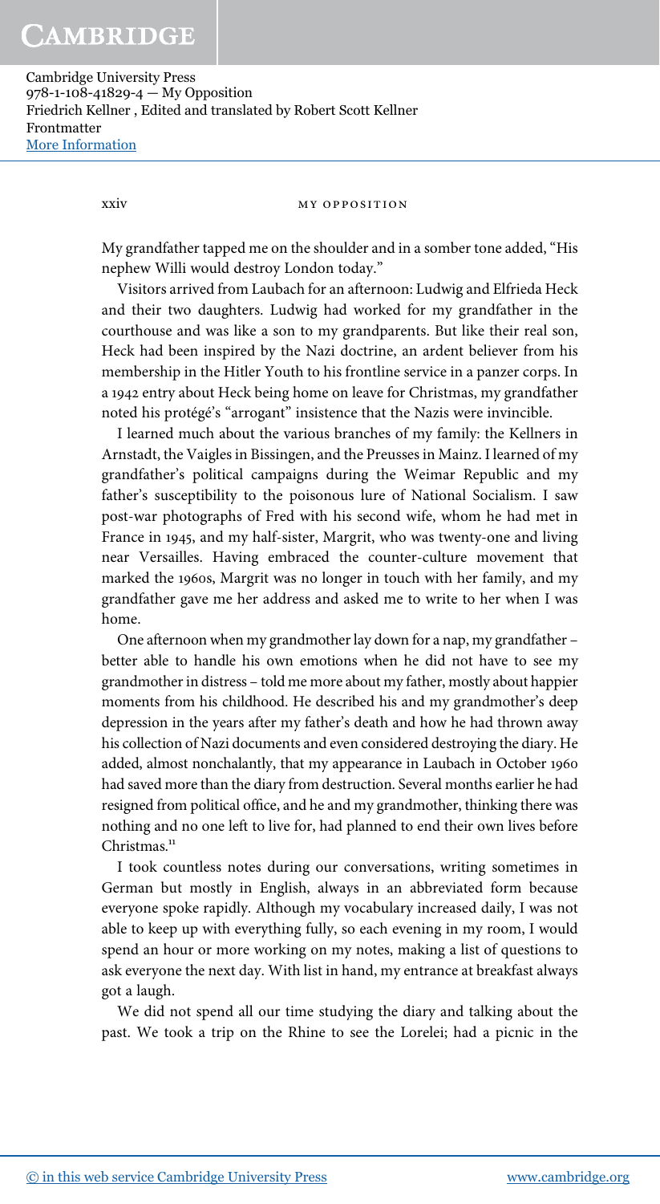My grandfather tapped me on the shoulder and in a somber tone added, "His nephew Willi would destroy London today."

Visitors arrived from Laubach for an afternoon: Ludwig and Elfrieda Heck and their two daughters. Ludwig had worked for my grandfather in the courthouse and was like a son to my grandparents. But like their real son, Heck had been inspired by the Nazi doctrine, an ardent believer from his membership in the Hitler Youth to his frontline service in a panzer corps. In a 1942 entry about Heck being home on leave for Christmas, my grandfather noted his protégé's "arrogant" insistence that the Nazis were invincible.

I learned much about the various branches of my family: the Kellners in Arnstadt, the Vaigles in Bissingen, and the Preusses in Mainz. I learned of my grandfather's political campaigns during the Weimar Republic and my father's susceptibility to the poisonous lure of National Socialism. I saw post-war photographs of Fred with his second wife, whom he had met in France in 1945, and my half-sister, Margrit, who was twenty-one and living near Versailles. Having embraced the counter-culture movement that marked the 1960s, Margrit was no longer in touch with her family, and my grandfather gave me her address and asked me to write to her when I was home.

One afternoon when my grandmother lay down for a nap, my grandfather – better able to handle his own emotions when he did not have to see my grandmother in distress – told me more about my father, mostly about happier moments from his childhood. He described his and my grandmother's deep depression in the years after my father's death and how he had thrown away his collection of Nazi documents and even considered destroying the diary. He added, almost nonchalantly, that my appearance in Laubach in October 1960 had saved more than the diary from destruction. Several months earlier he had resigned from political office, and he and my grandmother, thinking there was nothing and no one left to live for, had planned to end their own lives before Christmas.[11]

I took countless notes during our conversations, writing sometimes in German but mostly in English, always in an abbreviated form because everyone spoke rapidly. Although my vocabulary increased daily, I was not able to keep up with everything fully, so each evening in my room, I would spend an hour or more working on my notes, making a list of questions to ask everyone the next day. With list in hand, my entrance at breakfast always got a laugh.

We did not spend all our time studying the diary and talking about the past. We took a trip on the Rhine to see the Lorelei; had a picnic in the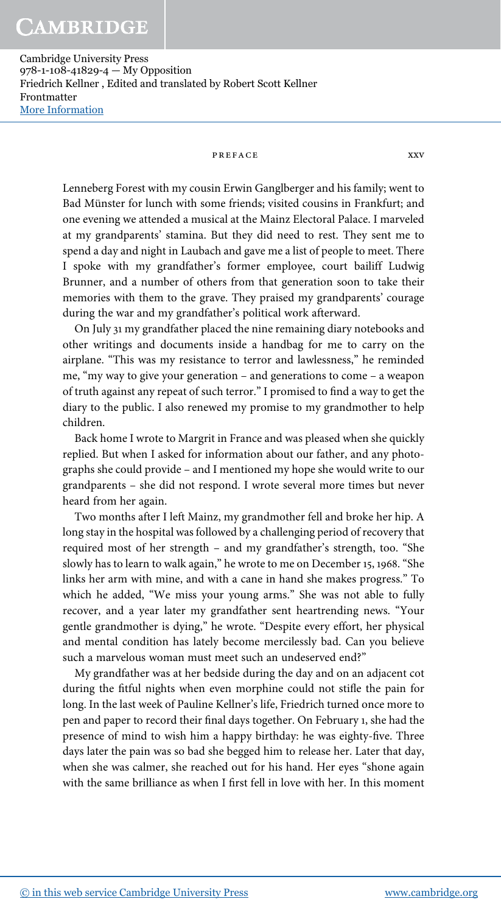Lenneberg Forest with my cousin Erwin Ganglberger and his family; went to Bad Münster for lunch with some friends; visited cousins in Frankfurt; and one evening we attended a musical at the Mainz Electoral Palace. I marveled at my grandparents' stamina. But they did need to rest. They sent me to spend a day and night in Laubach and gave me a list of people to meet. There I spoke with my grandfather's former employee, court bailiff Ludwig Brunner, and a number of others from that generation soon to take their memories with them to the grave. They praised my grandparents' courage during the war and my grandfather's political work afterward.

On July 31 my grandfather placed the nine remaining diary notebooks and other writings and documents inside a handbag for me to carry on the airplane. "This was my resistance to terror and lawlessness," he reminded me, "my way to give your generation – and generations to come – a weapon of truth against any repeat of such terror." I promised to find a way to get the diary to the public. I also renewed my promise to my grandmother to help children.

Back home I wrote to Margrit in France and was pleased when she quickly replied. But when I asked for information about our father, and any photographs she could provide – and I mentioned my hope she would write to our grandparents – she did not respond. I wrote several more times but never heard from her again.

Two months after I left Mainz, my grandmother fell and broke her hip. A long stay in the hospital was followed by a challenging period of recovery that required most of her strength – and my grandfather's strength, too. "She slowly has to learn to walk again," he wrote to me on December 15, 1968. "She links her arm with mine, and with a cane in hand she makes progress." To which he added, "We miss your young arms." She was not able to fully recover, and a year later my grandfather sent heartrending news. "Your gentle grandmother is dying," he wrote. "Despite every effort, her physical and mental condition has lately become mercilessly bad. Can you believe such a marvelous woman must meet such an undeserved end?"

My grandfather was at her bedside during the day and on an adjacent cot during the fitful nights when even morphine could not stifle the pain for long. In the last week of Pauline Kellner's life, Friedrich turned once more to pen and paper to record their final days together. On February 1, she had the presence of mind to wish him a happy birthday: he was eighty-five. Three days later the pain was so bad she begged him to release her. Later that day, when she was calmer, she reached out for his hand. Her eyes "shone again with the same brilliance as when I first fell in love with her. In this moment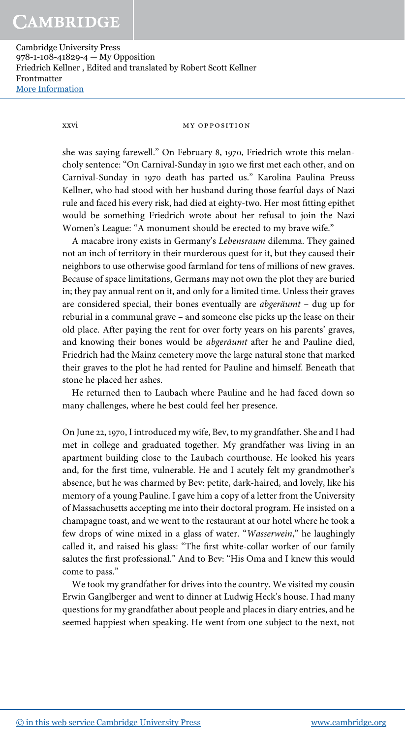she was saying farewell." On February 8, 1970, Friedrich wrote this melancholy sentence: "On Carnival-Sunday in 1910 we first met each other, and on Carnival-Sunday in 1970 death has parted us." Karolina Paulina Preuss Kellner, who had stood with her husband during those fearful days of Nazi rule and faced his every risk, had died at eighty-two. Her most fitting epithet would be something Friedrich wrote about her refusal to join the Nazi Women's League: "A monument should be erected to my brave wife."

A macabre irony exists in Germany's *Lebensraum* dilemma. They gained not an inch of territory in their murderous quest for it, but they caused their neighbors to use otherwise good farmland for tens of millions of new graves. Because of space limitations, Germans may not own the plot they are buried in; they pay annual rent on it, and only for a limited time. Unless their graves are considered special, their bones eventually are *abgeräumt* – dug up for reburial in a communal grave – and someone else picks up the lease on their old place. After paying the rent for over forty years on his parents' graves, and knowing their bones would be *abgeräumt* after he and Pauline died, Friedrich had the Mainz cemetery move the large natural stone that marked their graves to the plot he had rented for Pauline and himself. Beneath that stone he placed her ashes.

He returned then to Laubach where Pauline and he had faced down so many challenges, where he best could feel her presence.

On June 22, 1970, I introduced my wife, Bev, to my grandfather. She and I had met in college and graduated together. My grandfather was living in an apartment building close to the Laubach courthouse. He looked his years and, for the first time, vulnerable. He and I acutely felt my grandmother's absence, but he was charmed by Bev: petite, dark-haired, and lovely, like his memory of a young Pauline. I gave him a copy of a letter from the University of Massachusetts accepting me into their doctoral program. He insisted on a champagne toast, and we went to the restaurant at our hotel where he took a few drops of wine mixed in a glass of water. "*Wasserwein*," he laughingly called it, and raised his glass: "The first white-collar worker of our family salutes the first professional." And to Bev: "His Oma and I knew this would come to pass."

We took my grandfather for drives into the country. We visited my cousin Erwin Ganglberger and went to dinner at Ludwig Heck's house. I had many questions for my grandfather about people and places in diary entries, and he seemed happiest when speaking. He went from one subject to the next, not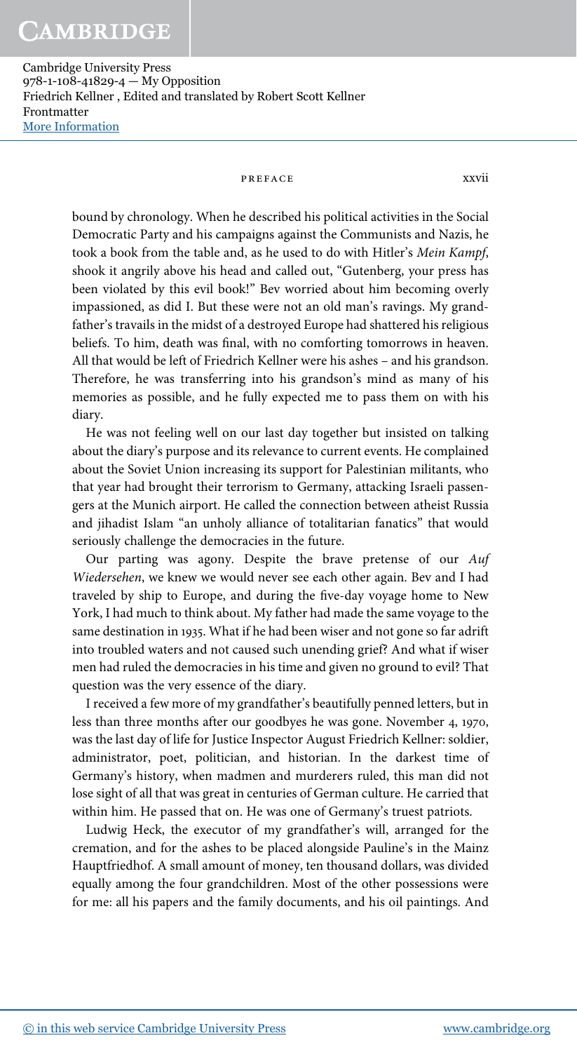bound by chronology. When he described his political activities in the Social Democratic Party and his campaigns against the Communists and Nazis, he took a book from the table and, as he used to do with Hitler's *Mein Kampf*, shook it angrily above his head and called out, "Gutenberg, your press has been violated by this evil book!" Bev worried about him becoming overly impassioned, as did I. But these were not an old man's ravings. My grandfather's travails in the midst of a destroyed Europe had shattered his religious beliefs. To him, death was final, with no comforting tomorrows in heaven. All that would be left of Friedrich Kellner were his ashes – and his grandson. Therefore, he was transferring into his grandson's mind as many of his memories as possible, and he fully expected me to pass them on with his diary.

He was not feeling well on our last day together but insisted on talking about the diary's purpose and its relevance to current events. He complained about the Soviet Union increasing its support for Palestinian militants, who that year had brought their terrorism to Germany, attacking Israeli passengers at the Munich airport. He called the connection between atheist Russia and jihadist Islam "an unholy alliance of totalitarian fanatics" that would seriously challenge the democracies in the future.

Our parting was agony. Despite the brave pretense of our *Auf Wiedersehen*, we knew we would never see each other again. Bev and I had traveled by ship to Europe, and during the five-day voyage home to New York, I had much to think about. My father had made the same voyage to the same destination in 1935. What if he had been wiser and not gone so far adrift into troubled waters and not caused such unending grief? And what if wiser men had ruled the democracies in his time and given no ground to evil? That question was the very essence of the diary.

I received a few more of my grandfather's beautifully penned letters, but in less than three months after our goodbyes he was gone. November 4, 1970, was the last day of life for Justice Inspector August Friedrich Kellner: soldier, administrator, poet, politician, and historian. In the darkest time of Germany's history, when madmen and murderers ruled, this man did not lose sight of all that was great in centuries of German culture. He carried that within him. He passed that on. He was one of Germany's truest patriots.

Ludwig Heck, the executor of my grandfather's will, arranged for the cremation, and for the ashes to be placed alongside Pauline's in the Mainz Hauptfriedhof. A small amount of money, ten thousand dollars, was divided equally among the four grandchildren. Most of the other possessions were for me: all his papers and the family documents, and his oil paintings. And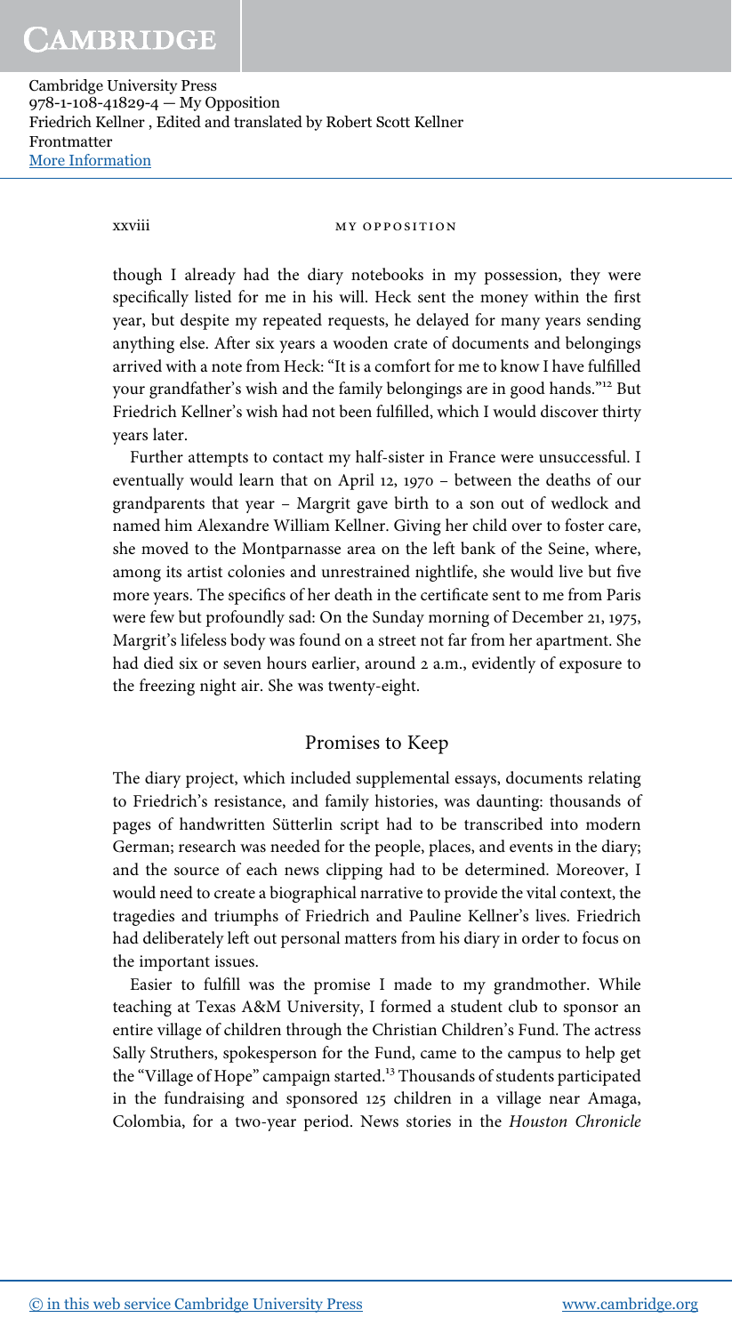though I already had the diary notebooks in my possession, they were specifically listed for me in his will. Heck sent the money within the first year, but despite my repeated requests, he delayed for many years sending anything else. After six years a wooden crate of documents and belongings arrived with a note from Heck: "It is a comfort for me to know I have fulfilled your grandfather's wish and the family belongings are in good hands."[12] But Friedrich Kellner's wish had not been fulfilled, which I would discover thirty years later.

Further attempts to contact my half-sister in France were unsuccessful. I eventually would learn that on April 12, 1970 – between the deaths of our grandparents that year – Margrit gave birth to a son out of wedlock and named him Alexandre William Kellner. Giving her child over to foster care, she moved to the Montparnasse area on the left bank of the Seine, where, among its artist colonies and unrestrained nightlife, she would live but five more years. The specifics of her death in the certificate sent to me from Paris were few but profoundly sad: On the Sunday morning of December 21, 1975, Margrit's lifeless body was found on a street not far from her apartment. She had died six or seven hours earlier, around 2 a.m., evidently of exposure to the freezing night air. She was twenty-eight.

## Promises to Keep

The diary project, which included supplemental essays, documents relating to Friedrich's resistance, and family histories, was daunting: thousands of pages of handwritten Sütterlin script had to be transcribed into modern German; research was needed for the people, places, and events in the diary; and the source of each news clipping had to be determined. Moreover, I would need to create a biographical narrative to provide the vital context, the tragedies and triumphs of Friedrich and Pauline Kellner's lives. Friedrich had deliberately left out personal matters from his diary in order to focus on the important issues.

Easier to fulfill was the promise I made to my grandmother. While teaching at Texas A&M University, I formed a student club to sponsor an entire village of children through the Christian Children's Fund. The actress Sally Struthers, spokesperson for the Fund, came to the campus to help get the "Village of Hope" campaign started.[13] Thousands of students participated in the fundraising and sponsored 125 children in a village near Amaga, Colombia, for a two-year period. News stories in the *Houston Chronicle*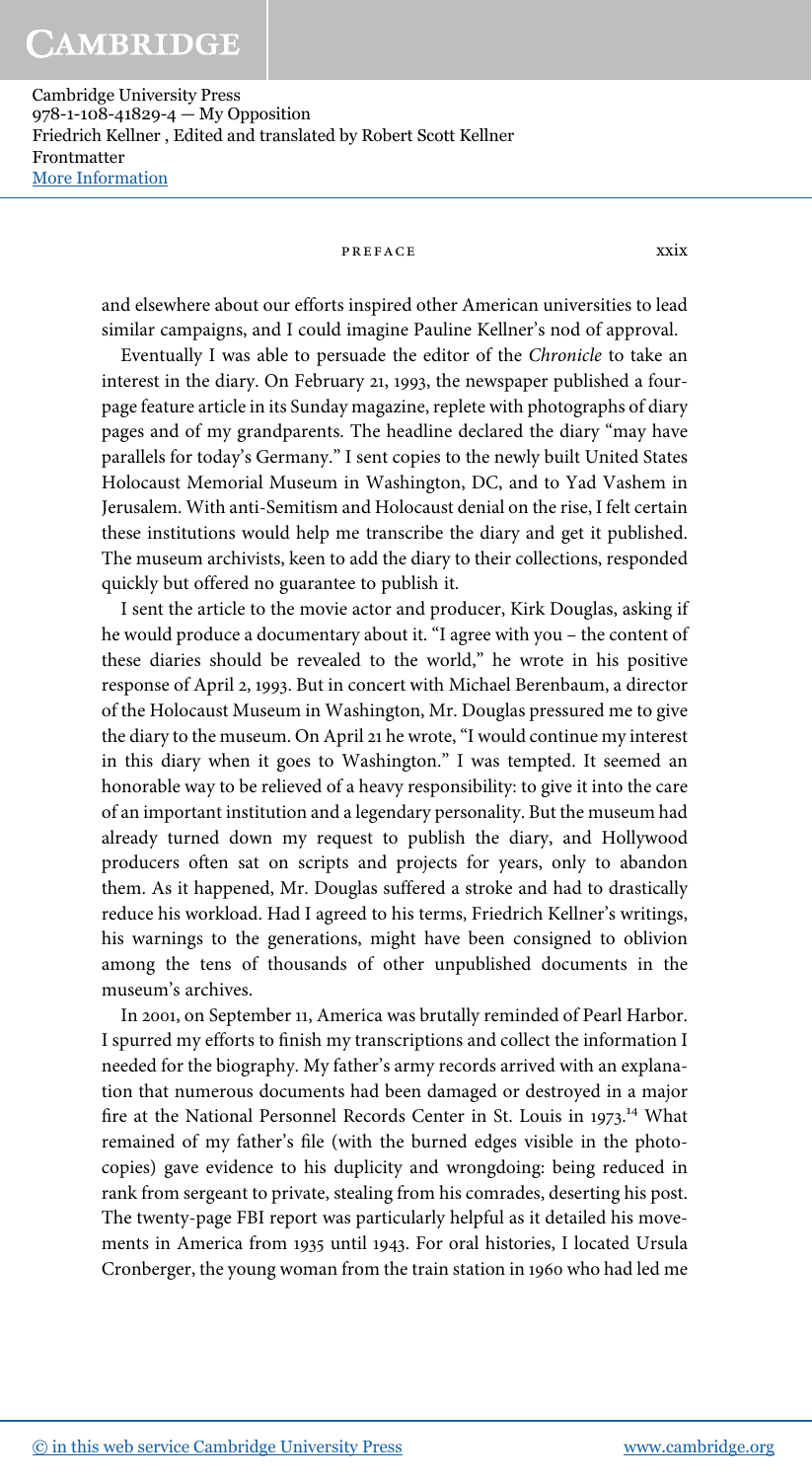and elsewhere about our efforts inspired other American universities to lead similar campaigns, and I could imagine Pauline Kellner's nod of approval.

Eventually I was able to persuade the editor of the *Chronicle* to take an interest in the diary. On February 21, 1993, the newspaper published a four-page feature article in its Sunday magazine, replete with photographs of diary pages and of my grandparents. The headline declared the diary "may have parallels for today's Germany." I sent copies to the newly built United States Holocaust Memorial Museum in Washington, DC, and to Yad Vashem in Jerusalem. With anti-Semitism and Holocaust denial on the rise, I felt certain these institutions would help me transcribe the diary and get it published. The museum archivists, keen to add the diary to their collections, responded quickly but offered no guarantee to publish it.

I sent the article to the movie actor and producer, Kirk Douglas, asking if he would produce a documentary about it. "I agree with you – the content of these diaries should be revealed to the world," he wrote in his positive response of April 2, 1993. But in concert with Michael Berenbaum, a director of the Holocaust Museum in Washington, Mr. Douglas pressured me to give the diary to the museum. On April 21 he wrote, "I would continue my interest in this diary when it goes to Washington." I was tempted. It seemed an honorable way to be relieved of a heavy responsibility: to give it into the care of an important institution and a legendary personality. But the museum had already turned down my request to publish the diary, and Hollywood producers often sat on scripts and projects for years, only to abandon them. As it happened, Mr. Douglas suffered a stroke and had to drastically reduce his workload. Had I agreed to his terms, Friedrich Kellner's writings, his warnings to the generations, might have been consigned to oblivion among the tens of thousands of other unpublished documents in the museum's archives.

In 2001, on September 11, America was brutally reminded of Pearl Harbor. I spurred my efforts to finish my transcriptions and collect the information I needed for the biography. My father's army records arrived with an explanation that numerous documents had been damaged or destroyed in a major fire at the National Personnel Records Center in St. Louis in 1973.[14] What remained of my father's file (with the burned edges visible in the photocopies) gave evidence to his duplicity and wrongdoing: being reduced in rank from sergeant to private, stealing from his comrades, deserting his post. The twenty-page FBI report was particularly helpful as it detailed his movements in America from 1935 until 1943. For oral histories, I located Ursula Cronberger, the young woman from the train station in 1960 who had led me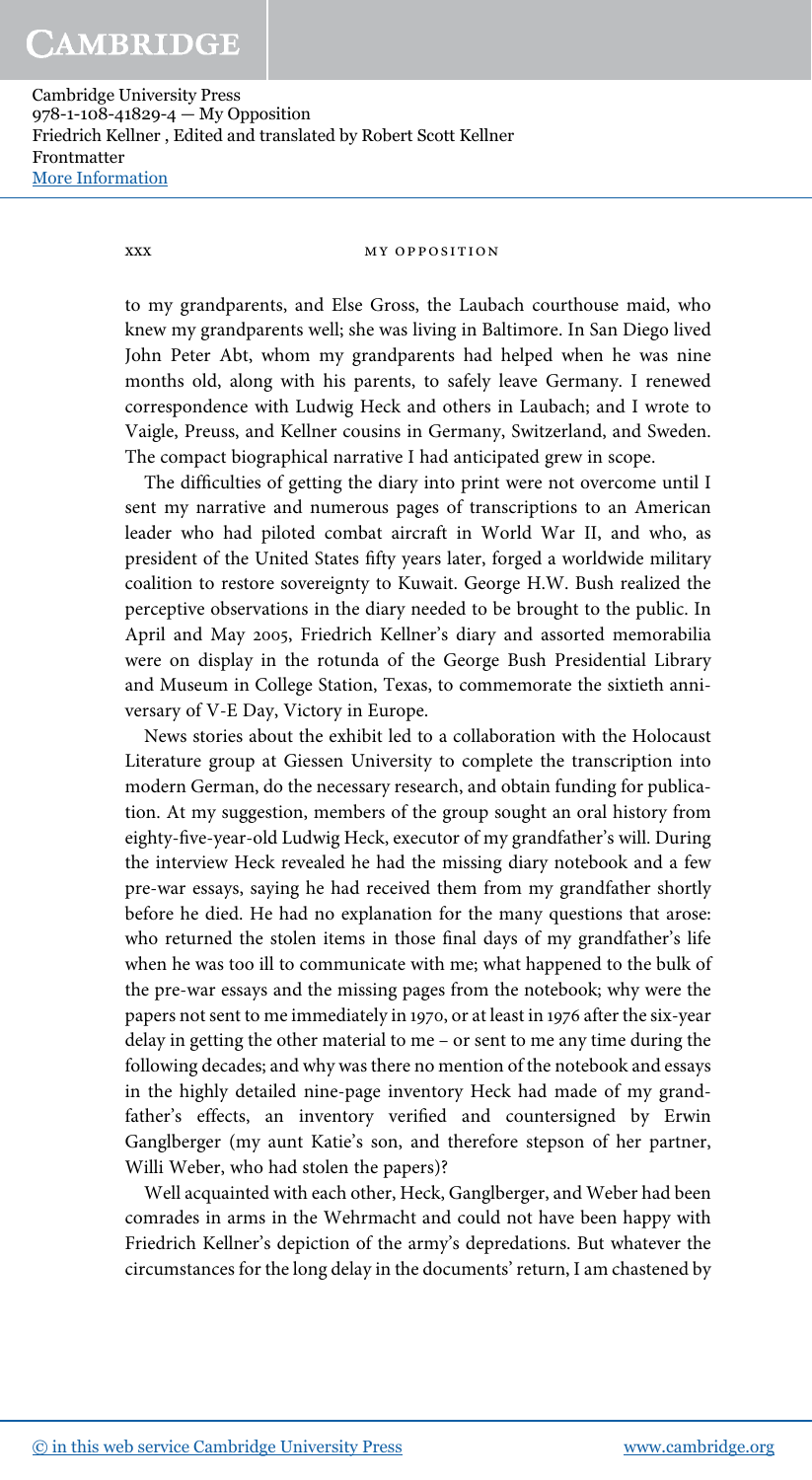to my grandparents, and Else Gross, the Laubach courthouse maid, who knew my grandparents well; she was living in Baltimore. In San Diego lived John Peter Abt, whom my grandparents had helped when he was nine months old, along with his parents, to safely leave Germany. I renewed correspondence with Ludwig Heck and others in Laubach; and I wrote to Vaigle, Preuss, and Kellner cousins in Germany, Switzerland, and Sweden. The compact biographical narrative I had anticipated grew in scope.

The difficulties of getting the diary into print were not overcome until I sent my narrative and numerous pages of transcriptions to an American leader who had piloted combat aircraft in World War II, and who, as president of the United States fifty years later, forged a worldwide military coalition to restore sovereignty to Kuwait. George H.W. Bush realized the perceptive observations in the diary needed to be brought to the public. In April and May 2005, Friedrich Kellner's diary and assorted memorabilia were on display in the rotunda of the George Bush Presidential Library and Museum in College Station, Texas, to commemorate the sixtieth anniversary of V-E Day, Victory in Europe.

News stories about the exhibit led to a collaboration with the Holocaust Literature group at Giessen University to complete the transcription into modern German, do the necessary research, and obtain funding for publication. At my suggestion, members of the group sought an oral history from eighty-five-year-old Ludwig Heck, executor of my grandfather's will. During the interview Heck revealed he had the missing diary notebook and a few pre-war essays, saying he had received them from my grandfather shortly before he died. He had no explanation for the many questions that arose: who returned the stolen items in those final days of my grandfather's life when he was too ill to communicate with me; what happened to the bulk of the pre-war essays and the missing pages from the notebook; why were the papers not sent to me immediately in 1970, or at least in 1976 after the six-year delay in getting the other material to me – or sent to me any time during the following decades; and why was there no mention of the notebook and essays in the highly detailed nine-page inventory Heck had made of my grandfather's effects, an inventory verified and countersigned by Erwin Ganglberger (my aunt Katie's son, and therefore stepson of her partner, Willi Weber, who had stolen the papers)?

Well acquainted with each other, Heck, Ganglberger, and Weber had been comrades in arms in the Wehrmacht and could not have been happy with Friedrich Kellner's depiction of the army's depredations. But whatever the circumstances for the long delay in the documents' return, I am chastened by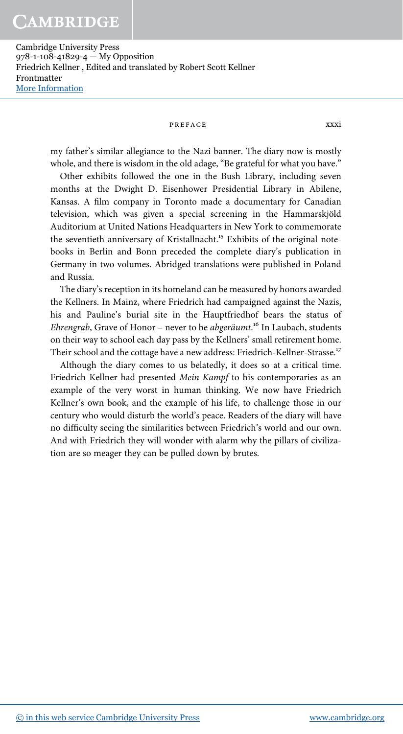my father's similar allegiance to the Nazi banner. The diary now is mostly whole, and there is wisdom in the old adage, "Be grateful for what you have."

Other exhibits followed the one in the Bush Library, including seven months at the Dwight D. Eisenhower Presidential Library in Abilene, Kansas. A film company in Toronto made a documentary for Canadian television, which was given a special screening in the Hammarskjöld Auditorium at United Nations Headquarters in New York to commemorate the seventieth anniversary of Kristallnacht.[15] Exhibits of the original notebooks in Berlin and Bonn preceded the complete diary's publication in Germany in two volumes. Abridged translations were published in Poland and Russia.

The diary's reception in its homeland can be measured by honors awarded the Kellners. In Mainz, where Friedrich had campaigned against the Nazis, his and Pauline's burial site in the Hauptfriedhof bears the status of *Ehrengrab*, Grave of Honor – never to be *abgeräumt*.[16] In Laubach, students on their way to school each day pass by the Kellners' small retirement home. Their school and the cottage have a new address: Friedrich-Kellner-Strasse.[17]

Although the diary comes to us belatedly, it does so at a critical time. Friedrich Kellner had presented *Mein Kampf* to his contemporaries as an example of the very worst in human thinking. We now have Friedrich Kellner's own book, and the example of his life, to challenge those in our century who would disturb the world's peace. Readers of the diary will have no difficulty seeing the similarities between Friedrich's world and our own. And with Friedrich they will wonder with alarm why the pillars of civilization are so meager they can be pulled down by brutes.